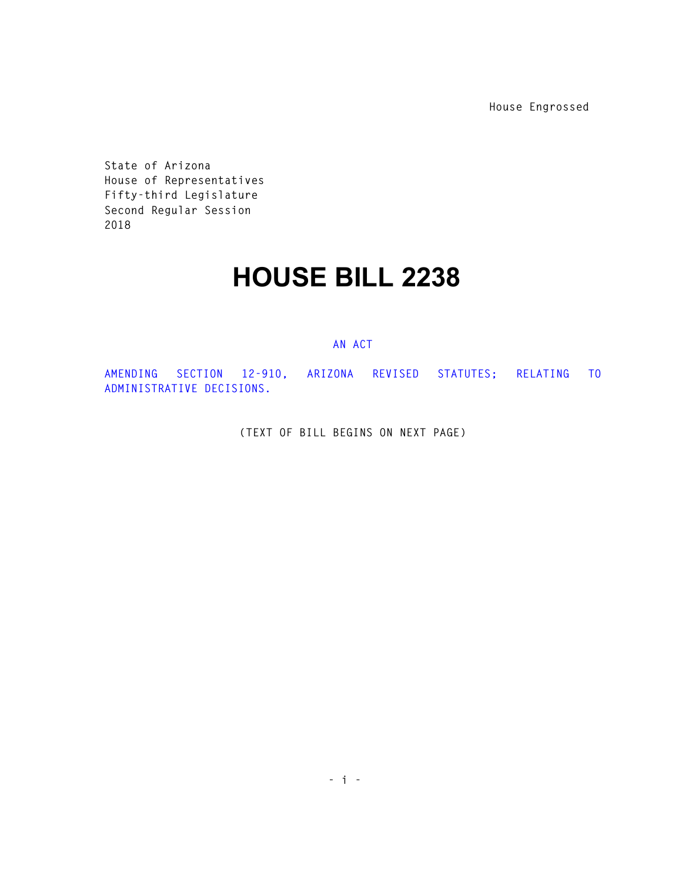House Engrossed

State of Arizona
House of Representatives
Fifty-third Legislature
Second Regular Session
2018

# HOUSE BILL 2238

AN ACT

AMENDING SECTION 12-910, ARIZONA REVISED STATUTES; RELATING TO ADMINISTRATIVE DECISIONS.

(TEXT OF BILL BEGINS ON NEXT PAGE)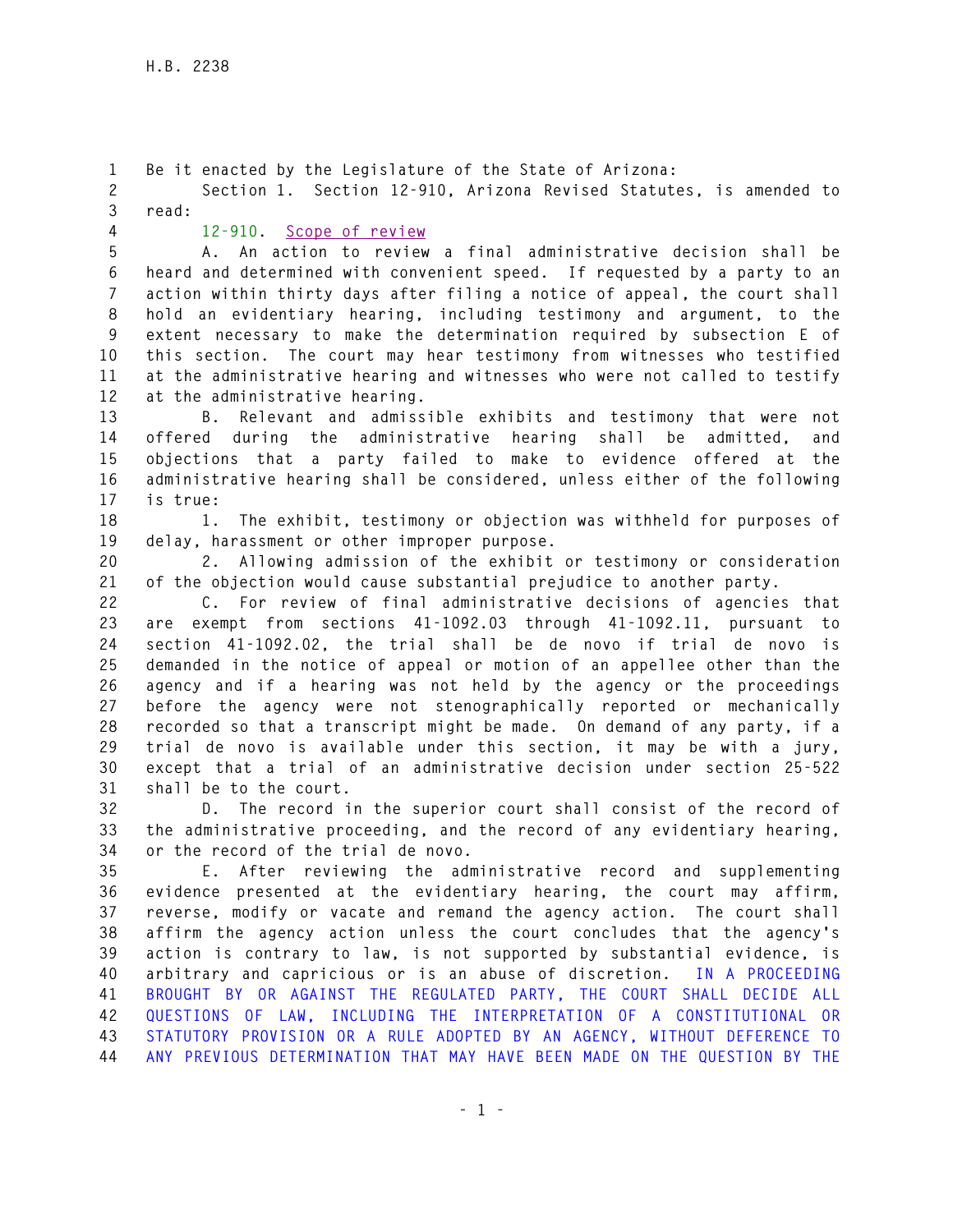Be it enacted by the Legislature of the State of Arizona:

Section 1. Section 12-910, Arizona Revised Statutes, is amended to read:

12-910. Scope of review

A. An action to review a final administrative decision shall be heard and determined with convenient speed. If requested by a party to an action within thirty days after filing a notice of appeal, the court shall hold an evidentiary hearing, including testimony and argument, to the extent necessary to make the determination required by subsection E of this section. The court may hear testimony from witnesses who testified at the administrative hearing and witnesses who were not called to testify at the administrative hearing.

B. Relevant and admissible exhibits and testimony that were not offered during the administrative hearing shall be admitted, and objections that a party failed to make to evidence offered at the administrative hearing shall be considered, unless either of the following is true:

1. The exhibit, testimony or objection was withheld for purposes of delay, harassment or other improper purpose.

2. Allowing admission of the exhibit or testimony or consideration of the objection would cause substantial prejudice to another party.

C. For review of final administrative decisions of agencies that are exempt from sections 41-1092.03 through 41-1092.11, pursuant to section 41-1092.02, the trial shall be de novo if trial de novo is demanded in the notice of appeal or motion of an appellee other than the agency and if a hearing was not held by the agency or the proceedings before the agency were not stenographically reported or mechanically recorded so that a transcript might be made. On demand of any party, if a trial de novo is available under this section, it may be with a jury, except that a trial of an administrative decision under section 25-522 shall be to the court.

D. The record in the superior court shall consist of the record of the administrative proceeding, and the record of any evidentiary hearing, or the record of the trial de novo.

E. After reviewing the administrative record and supplementing evidence presented at the evidentiary hearing, the court may affirm, reverse, modify or vacate and remand the agency action. The court shall affirm the agency action unless the court concludes that the agency's action is contrary to law, is not supported by substantial evidence, is arbitrary and capricious or is an abuse of discretion. IN A PROCEEDING BROUGHT BY OR AGAINST THE REGULATED PARTY, THE COURT SHALL DECIDE ALL QUESTIONS OF LAW, INCLUDING THE INTERPRETATION OF A CONSTITUTIONAL OR STATUTORY PROVISION OR A RULE ADOPTED BY AN AGENCY, WITHOUT DEFERENCE TO ANY PREVIOUS DETERMINATION THAT MAY HAVE BEEN MADE ON THE QUESTION BY THE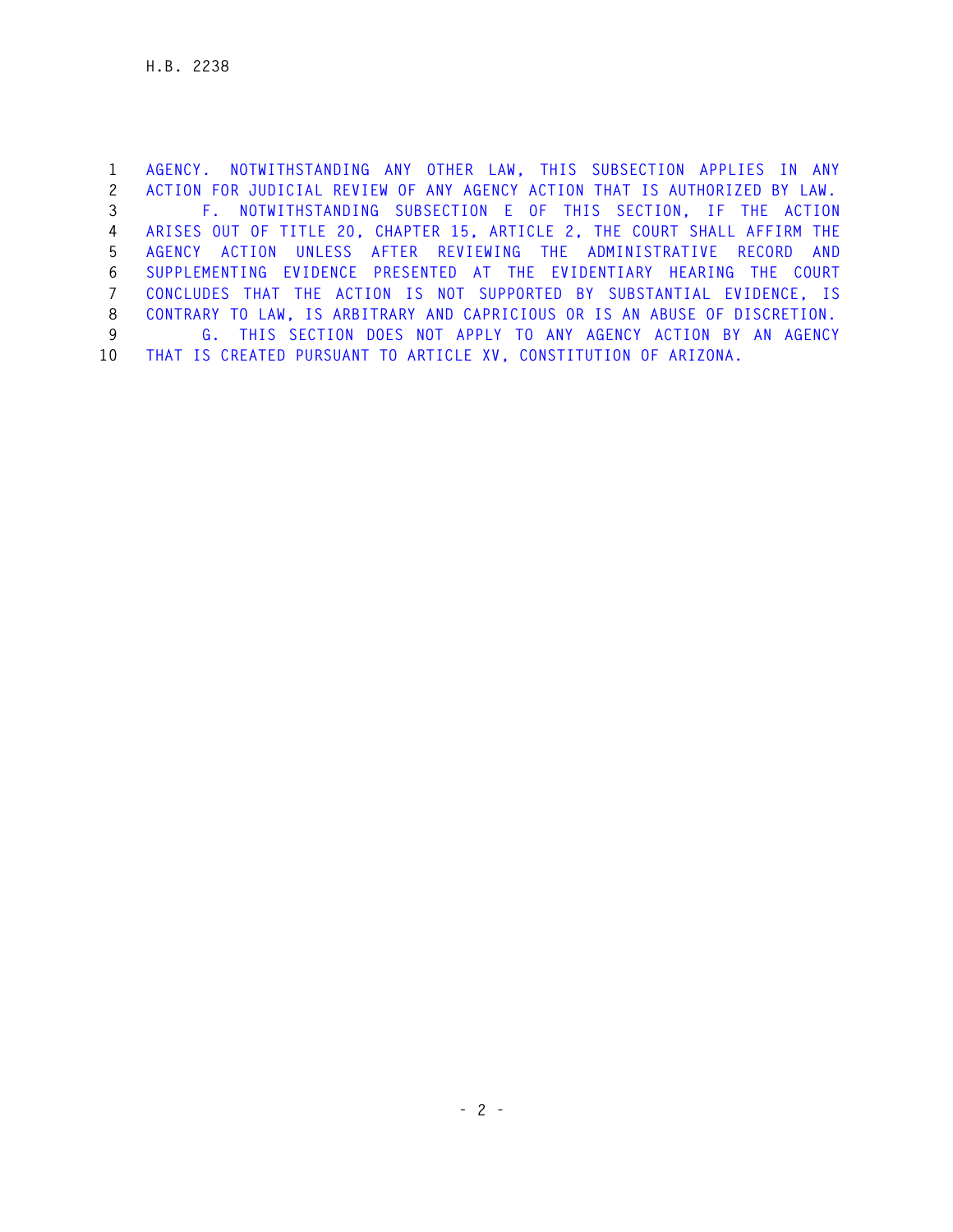AGENCY. NOTWITHSTANDING ANY OTHER LAW, THIS SUBSECTION APPLIES IN ANY ACTION FOR JUDICIAL REVIEW OF ANY AGENCY ACTION THAT IS AUTHORIZED BY LAW.

F. NOTWITHSTANDING SUBSECTION E OF THIS SECTION, IF THE ACTION ARISES OUT OF TITLE 20, CHAPTER 15, ARTICLE 2, THE COURT SHALL AFFIRM THE AGENCY ACTION UNLESS AFTER REVIEWING THE ADMINISTRATIVE RECORD AND SUPPLEMENTING EVIDENCE PRESENTED AT THE EVIDENTIARY HEARING THE COURT CONCLUDES THAT THE ACTION IS NOT SUPPORTED BY SUBSTANTIAL EVIDENCE, IS CONTRARY TO LAW, IS ARBITRARY AND CAPRICIOUS OR IS AN ABUSE OF DISCRETION.

G. THIS SECTION DOES NOT APPLY TO ANY AGENCY ACTION BY AN AGENCY THAT IS CREATED PURSUANT TO ARTICLE XV, CONSTITUTION OF ARIZONA.